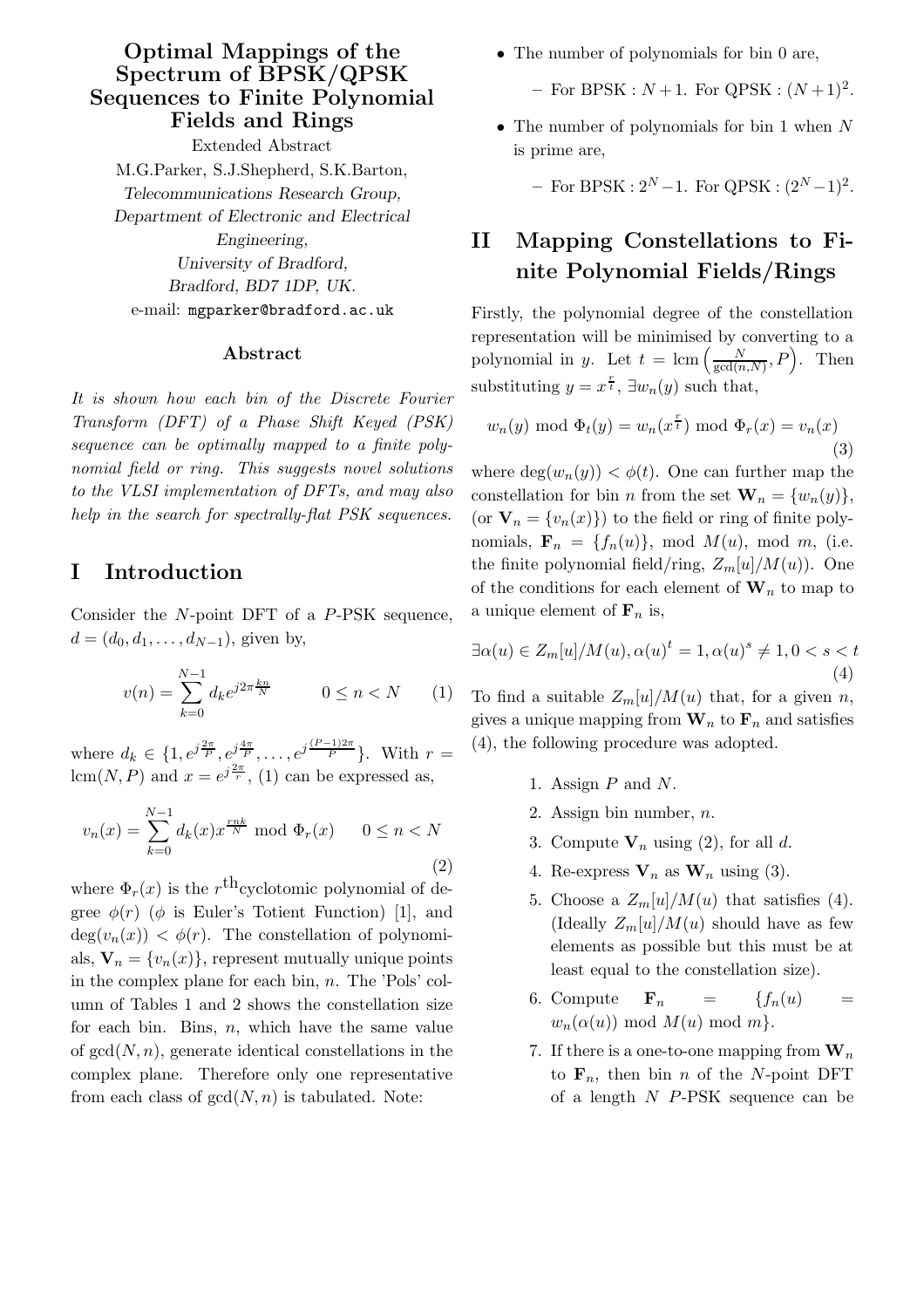# Optimal Mappings of the Spectrum of BPSK/QPSK Sequences to Finite Polynomial Fields and Rings

Extended Abstract

M.G.Parker, S.J.Shepherd, S.K.Barton,

*Telecommunications Research Group,*

*Department of Electronic and Electrical Engineering,*

*University of Bradford,*

*Bradford, BD7 1DP, UK.*

e-mail: `mgparker@bradford.ac.uk`

### Abstract

*It is shown how each bin of the Discrete Fourier Transform (DFT) of a Phase Shift Keyed (PSK) sequence can be optimally mapped to a finite polynomial field or ring. This suggests novel solutions to the VLSI implementation of DFTs, and may also help in the search for spectrally-flat PSK sequences.*

## I Introduction

Consider the $N$-point DFT of a $P$-PSK sequence, $d = (d_0, d_1, \ldots, d_{N-1})$, given by,

$$v(n) = \sum_{k=0}^{N-1} d_k e^{j2\pi\frac{kn}{N}} \qquad 0 \leq n < N \qquad (1)$$

where $d_k \in \{1, e^{j\frac{2\pi}{P}}, e^{j\frac{4\pi}{P}}, \ldots, e^{j\frac{(P-1)2\pi}{P}}\}$. With $r = \text{lcm}(N, P)$ and $x = e^{j\frac{2\pi}{r}}$, (1) can be expressed as,

$$v_n(x) = \sum_{k=0}^{N-1} d_k(x) x^{\frac{rnk}{N}} \bmod \Phi_r(x) \qquad 0 \leq n < N \qquad (2)$$

where $\Phi_r(x)$ is the $r^{\text{th}}$cyclotomic polynomial of degree $\phi(r)$ ($\phi$ is Euler's Totient Function) [1], and $\deg(v_n(x)) < \phi(r)$. The constellation of polynomials, $\mathbf{V}_n = \{v_n(x)\}$, represent mutually unique points in the complex plane for each bin, $n$. The 'Pols' column of Tables 1 and 2 shows the constellation size for each bin. Bins, $n$, which have the same value of $\gcd(N, n)$, generate identical constellations in the complex plane. Therefore only one representative from each class of $\gcd(N, n)$ is tabulated. Note:

- The number of polynomials for bin 0 are,
  - For BPSK : $N+1$. For QPSK : $(N+1)^2$.
- The number of polynomials for bin 1 when $N$ is prime are,
  - For BPSK : $2^N - 1$. For QPSK : $(2^N - 1)^2$.

## II Mapping Constellations to Finite Polynomial Fields/Rings

Firstly, the polynomial degree of the constellation representation will be minimised by converting to a polynomial in $y$. Let $t = \text{lcm}\left(\frac{N}{\gcd(n,N)}, P\right)$. Then substituting $y = x^{\frac{r}{t}}$, $\exists w_n(y)$ such that,

$$w_n(y) \bmod \Phi_t(y) = w_n(x^{\frac{r}{t}}) \bmod \Phi_r(x) = v_n(x) \qquad (3)$$

where $\deg(w_n(y)) < \phi(t)$. One can further map the constellation for bin $n$ from the set $\mathbf{W}_n = \{w_n(y)\}$, (or $\mathbf{V}_n = \{v_n(x)\}$) to the field or ring of finite polynomials, $\mathbf{F}_n = \{f_n(u)\}$, mod $M(u)$, mod $m$, (i.e. the finite polynomial field/ring, $Z_m[u]/M(u)$). One of the conditions for each element of $\mathbf{W}_n$ to map to a unique element of $\mathbf{F}_n$ is,

$$\exists \alpha(u) \in Z_m[u]/M(u), \alpha(u)^t = 1, \alpha(u)^s \neq 1, 0 < s < t \qquad (4)$$

To find a suitable $Z_m[u]/M(u)$ that, for a given $n$, gives a unique mapping from $\mathbf{W}_n$ to $\mathbf{F}_n$ and satisfies (4), the following procedure was adopted.

1. Assign $P$ and $N$.
2. Assign bin number, $n$.
3. Compute $\mathbf{V}_n$ using (2), for all $d$.
4. Re-express $\mathbf{V}_n$ as $\mathbf{W}_n$ using (3).
5. Choose a $Z_m[u]/M(u)$ that satisfies (4). (Ideally $Z_m[u]/M(u)$ should have as few elements as possible but this must be at least equal to the constellation size).
6. Compute $\mathbf{F}_n = \{f_n(u) = w_n(\alpha(u)) \bmod M(u) \bmod m\}$.
7. If there is a one-to-one mapping from $\mathbf{W}_n$ to $\mathbf{F}_n$, then bin $n$ of the $N$-point DFT of a length $N$ $P$-PSK sequence can be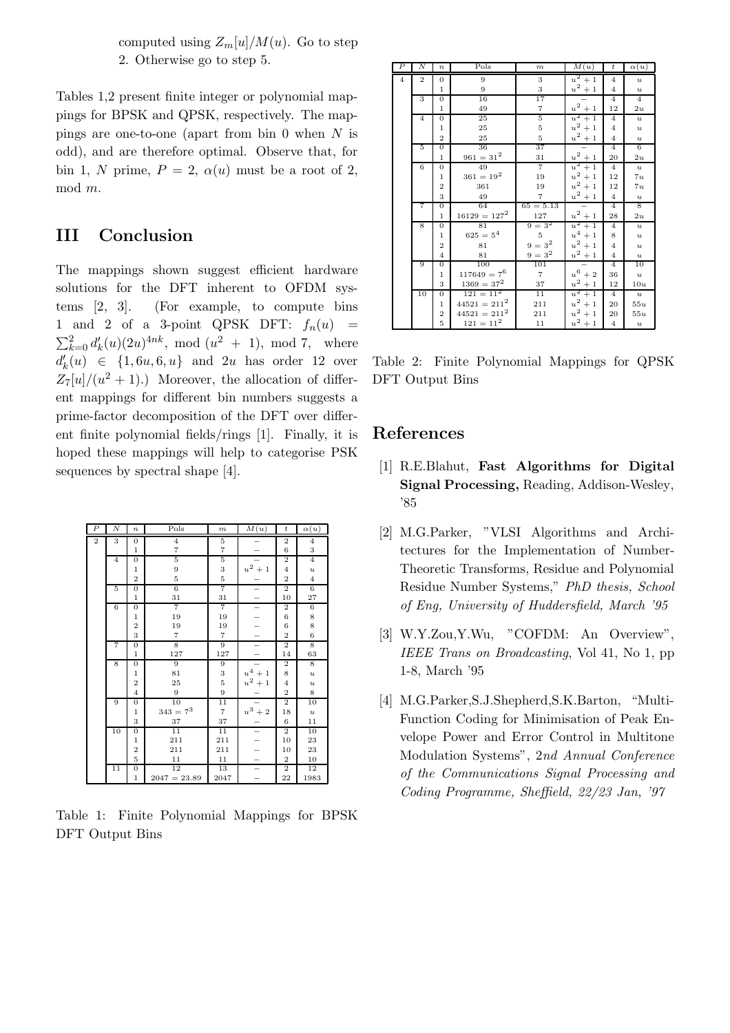computed using $Z_m[u]/M(u)$. Go to step 2. Otherwise go to step 5.

Tables 1,2 present finite integer or polynomial mappings for BPSK and QPSK, respectively. The mappings are one-to-one (apart from bin 0 when $N$ is odd), and are therefore optimal. Observe that, for bin 1, $N$ prime, $P = 2$, $\alpha(u)$ must be a root of 2, mod $m$.

## III Conclusion

The mappings shown suggest efficient hardware solutions for the DFT inherent to OFDM systems [2, 3]. (For example, to compute bins 1 and 2 of a 3-point QPSK DFT: $f_n(u) = \sum_{k=0}^{2} d'_k(u)(2u)^{4nk}$, mod $(u^2 + 1)$, mod 7, where $d'_k(u) \in \{1, 6u, 6, u\}$ and $2u$ has order 12 over $Z_7[u]/(u^2 + 1)$.) Moreover, the allocation of different mappings for different bin numbers suggests a prime-factor decomposition of the DFT over different finite polynomial fields/rings [1]. Finally, it is hoped these mappings will help to categorise PSK sequences by spectral shape [4].

| $P$ | $N$ | $n$ | Pols | $m$ | $M(u)$ | $t$ | $\alpha(u)$ |
|---|---|---|---|---|---|---|---|
| 2 | 3 | 0 | 4 | 5 | – | 2 | 4 |
| | | 1 | 7 | 7 | – | 6 | 3 |
| | 4 | 0 | 5 | 5 | – | 2 | 4 |
| | | 1 | 9 | 3 | $u^2+1$ | 4 | $u$ |
| | | 2 | 5 | 5 | – | 2 | 4 |
| | 5 | 0 | 6 | 7 | – | 2 | 6 |
| | | 1 | 31 | 31 | – | 10 | 27 |
| | 6 | 0 | 7 | 7 | – | 2 | 6 |
| | | 1 | 19 | 19 | – | 6 | 8 |
| | | 2 | 19 | 19 | – | 6 | 8 |
| | | 3 | 7 | 7 | – | 2 | 6 |
| | 7 | 0 | 8 | 9 | – | 2 | 8 |
| | | 1 | 127 | 127 | – | 14 | 63 |
| | 8 | 0 | 9 | 9 | – | 2 | 8 |
| | | 1 | 81 | 3 | $u^4+1$ | 8 | $u$ |
| | | 2 | 25 | 5 | $u^2+1$ | 4 | $u$ |
| | | 4 | 9 | 9 | – | 2 | 8 |
| | 9 | 0 | 10 | 11 | – | 2 | 10 |
| | | 1 | $343 = 7^3$ | 7 | $u^3+2$ | 18 | $u$ |
| | | 3 | 37 | 37 | – | 6 | 11 |
| | 10 | 0 | 11 | 11 | – | 2 | 10 |
| | | 1 | 211 | 211 | – | 10 | 23 |
| | | 2 | 211 | 211 | – | 10 | 23 |
| | | 5 | 11 | 11 | – | 2 | 10 |
| | 11 | 0 | 12 | 13 | – | 2 | 12 |
| | | 1 | $2047 = 23.89$ | 2047 | – | 22 | 1983 |

Table 1: Finite Polynomial Mappings for BPSK DFT Output Bins

| $P$ | $N$ | $n$ | Pols | $m$ | $M(u)$ | $t$ | $\alpha(u)$ |
|---|---|---|---|---|---|---|---|
| 4 | 2 | 0 | 9 | 3 | $u^2+1$ | 4 | $u$ |
| | | 1 | 9 | 3 | $u^2+1$ | 4 | $u$ |
| | 3 | 0 | 16 | 17 | – | 4 | 4 |
| | | 1 | 49 | 7 | $u^2+1$ | 12 | $2u$ |
| | 4 | 0 | 25 | 5 | $u^2+1$ | 4 | $u$ |
| | | 1 | 25 | 5 | $u^2+1$ | 4 | $u$ |
| | | 2 | 25 | 5 | $u^2+1$ | 4 | $u$ |
| | 5 | 0 | 36 | 37 | – | 4 | 6 |
| | | 1 | $961 = 31^2$ | 31 | $u^2+1$ | 20 | $2u$ |
| | 6 | 0 | 49 | 7 | $u^2+1$ | 4 | $u$ |
| | | 1 | $361 = 19^2$ | 19 | $u^2+1$ | 12 | $7u$ |
| | | 2 | 361 | 19 | $u^2+1$ | 12 | $7u$ |
| | | 3 | 49 | 7 | $u^2+1$ | 4 | $u$ |
| | 7 | 0 | 64 | $65 = 5.13$ | – | 4 | 8 |
| | | 1 | $16129 = 127^2$ | 127 | $u^2+1$ | 28 | $2u$ |
| | 8 | 0 | 81 | $9 = 3^2$ | $u^2+1$ | 4 | $u$ |
| | | 1 | $625 = 5^4$ | 5 | $u^4+1$ | 8 | $u$ |
| | | 2 | 81 | $9 = 3^2$ | $u^2+1$ | 4 | $u$ |
| | | 4 | 81 | $9 = 3^2$ | $u^2+1$ | 4 | $u$ |
| | 9 | 0 | 100 | 101 | – | 4 | 10 |
| | | 1 | $117649 = 7^6$ | 7 | $u^6+2$ | 36 | $u$ |
| | | 3 | $1369 = 37^2$ | 37 | $u^2+1$ | 12 | $10u$ |
| | 10 | 0 | $121 = 11^2$ | 11 | $u^2+1$ | 4 | $u$ |
| | | 1 | $44521 = 211^2$ | 211 | $u^2+1$ | 20 | $55u$ |
| | | 2 | $44521 = 211^2$ | 211 | $u^2+1$ | 20 | $55u$ |
| | | 5 | $121 = 11^2$ | 11 | $u^2+1$ | 4 | $u$ |

Table 2: Finite Polynomial Mappings for QPSK DFT Output Bins

## References

[1] R.E.Blahut, **Fast Algorithms for Digital Signal Processing,** Reading, Addison-Wesley, '85

[2] M.G.Parker, "VLSI Algorithms and Architectures for the Implementation of Number-Theoretic Transforms, Residue and Polynomial Residue Number Systems," *PhD thesis, School of Eng, University of Huddersfield, March '95*

[3] W.Y.Zou,Y.Wu, "COFDM: An Overview", *IEEE Trans on Broadcasting*, Vol 41, No 1, pp 1-8, March '95

[4] M.G.Parker,S.J.Shepherd,S.K.Barton, "Multi-Function Coding for Minimisation of Peak Envelope Power and Error Control in Multitone Modulation Systems", *2nd Annual Conference of the Communications Signal Processing and Coding Programme, Sheffield, 22/23 Jan, '97*